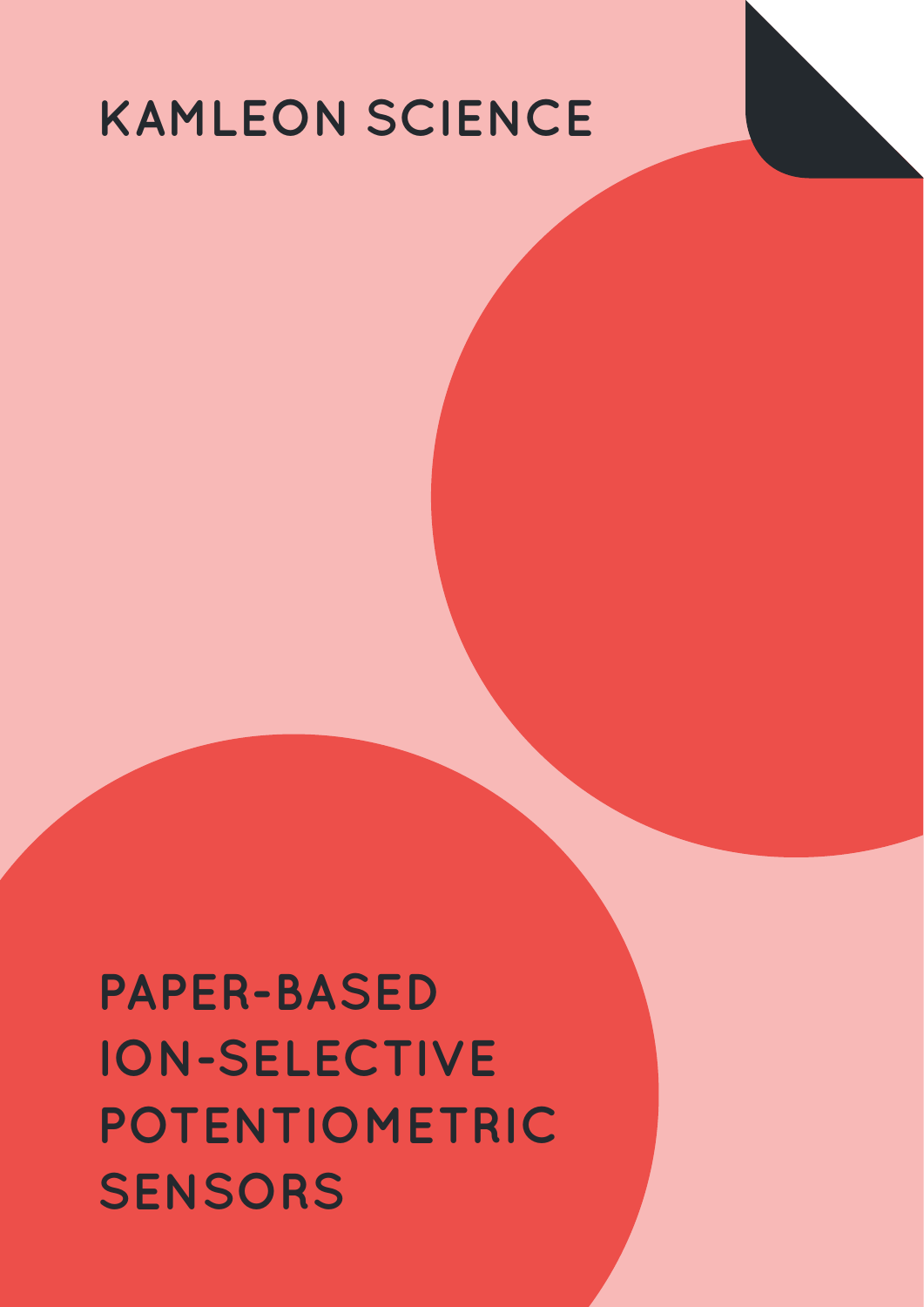KAMLEON SCIENCE

# PAPER-BASED ION-SELECTIVE POTENTIOMETRIC SENSORS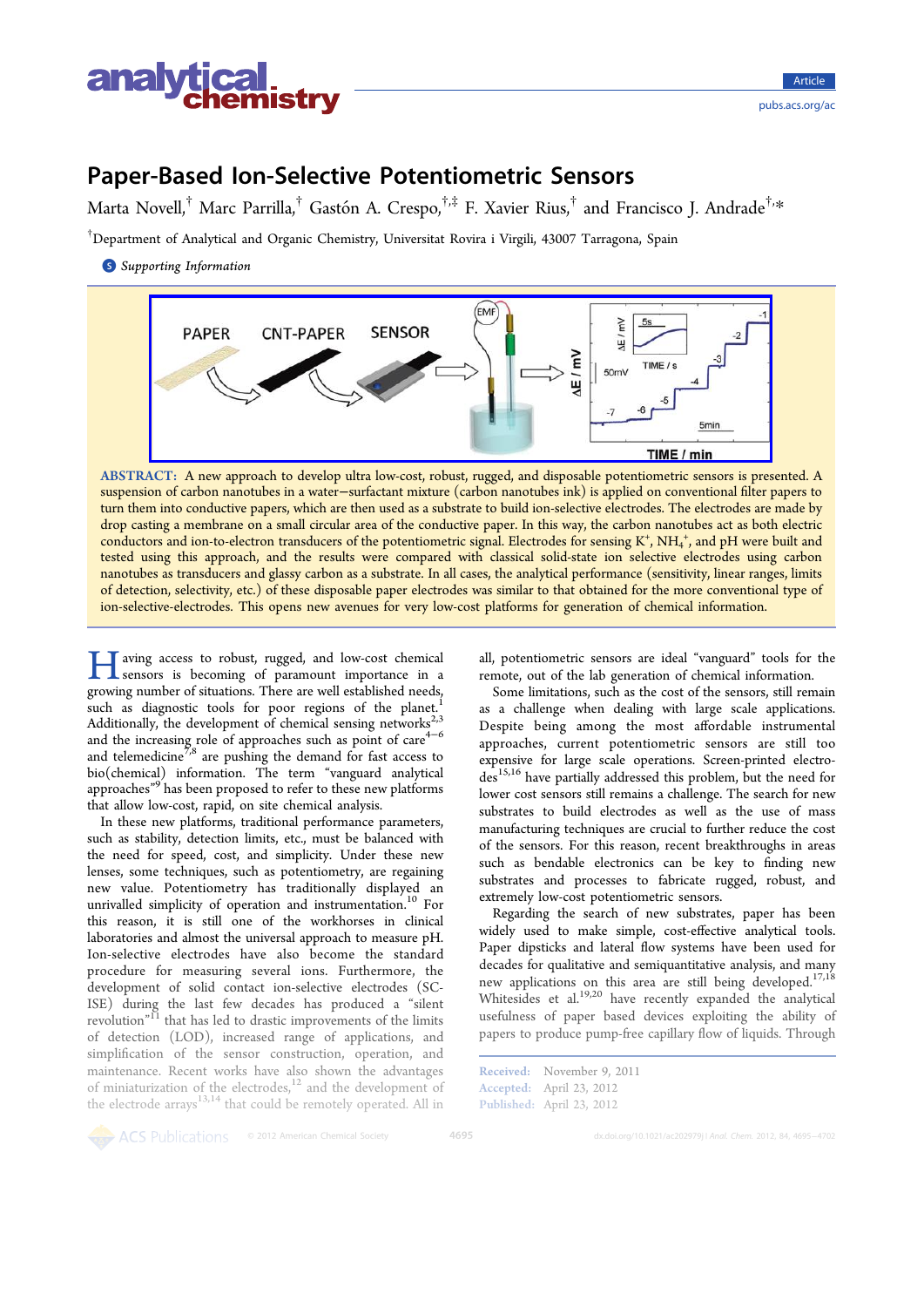# Paper-Based Ion-Selective Potentiometric Sensors

Marta Novell,[†] Marc Parrilla,[†] Gastón A. Crespo,[†,‡] F. Xavier Rius,[†] and Francisco J. Andrade[†,*]

[†]Department of Analytical and Organic Chemistry, Universitat Rovira i Virgili, 43007 Tarragona, Spain

*Supporting Information*

PAPER
CNT-PAPER
SENSOR
EMF
ΔE / mV
5s
TIME / s
50mV
-1
-2
-3
-4
-5
-6
-7
5min
TIME / min

**ABSTRACT:** A new approach to develop ultra low-cost, robust, rugged, and disposable potentiometric sensors is presented. A suspension of carbon nanotubes in a water−surfactant mixture (carbon nanotubes ink) is applied on conventional filter papers to turn them into conductive papers, which are then used as a substrate to build ion-selective electrodes. The electrodes are made by drop casting a membrane on a small circular area of the conductive paper. In this way, the carbon nanotubes act as both electric conductors and ion-to-electron transducers of the potentiometric signal. Electrodes for sensing $K^+$, $NH_4^+$, and pH were built and tested using this approach, and the results were compared with classical solid-state ion selective electrodes using carbon nanotubes as transducers and glassy carbon as a substrate. In all cases, the analytical performance (sensitivity, linear ranges, limits of detection, selectivity, etc.) of these disposable paper electrodes was similar to that obtained for the more conventional type of ion-selective-electrodes. This opens new avenues for very low-cost platforms for generation of chemical information.

Having access to robust, rugged, and low-cost chemical sensors is becoming of paramount importance in a growing number of situations. There are well established needs, such as diagnostic tools for poor regions of the planet.[1] Additionally, the development of chemical sensing networks[2,3] and the increasing role of approaches such as point of care[4−6] and telemedicine[7,8] are pushing the demand for fast access to bio(chemical) information. The term "vanguard analytical approaches"[9] has been proposed to refer to these new platforms that allow low-cost, rapid, on site chemical analysis.

In these new platforms, traditional performance parameters, such as stability, detection limits, etc., must be balanced with the need for speed, cost, and simplicity. Under these new lenses, some techniques, such as potentiometry, are regaining new value. Potentiometry has traditionally displayed an unrivalled simplicity of operation and instrumentation.[10] For this reason, it is still one of the workhorses in clinical laboratories and almost the universal approach to measure pH. Ion-selective electrodes have also become the standard procedure for measuring several ions. Furthermore, the development of solid contact ion-selective electrodes (SC-ISE) during the last few decades has produced a "silent revolution"[11] that has led to drastic improvements of the limits of detection (LOD), increased range of applications, and simplification of the sensor construction, operation, and maintenance. Recent works have also shown the advantages of miniaturization of the electrodes,[12] and the development of the electrode arrays[13,14] that could be remotely operated. All in all, potentiometric sensors are ideal "vanguard" tools for the remote, out of the lab generation of chemical information.

Some limitations, such as the cost of the sensors, still remain as a challenge when dealing with large scale applications. Despite being among the most affordable instrumental approaches, current potentiometric sensors are still too expensive for large scale operations. Screen-printed electrodes[15,16] have partially addressed this problem, but the need for lower cost sensors still remains a challenge. The search for new substrates to build electrodes as well as the use of mass manufacturing techniques are crucial to further reduce the cost of the sensors. For this reason, recent breakthroughs in areas such as bendable electronics can be key to finding new substrates and processes to fabricate rugged, robust, and extremely low-cost potentiometric sensors.

Regarding the search of new substrates, paper has been widely used to make simple, cost-effective analytical tools. Paper dipsticks and lateral flow systems have been used for decades for qualitative and semiquantitative analysis, and many new applications on this area are still being developed.[17,18] Whitesides et al.[19,20] have recently expanded the analytical usefulness of paper based devices exploiting the ability of papers to produce pump-free capillary flow of liquids. Through

Received: November 9, 2011
Accepted: April 23, 2012
Published: April 23, 2012